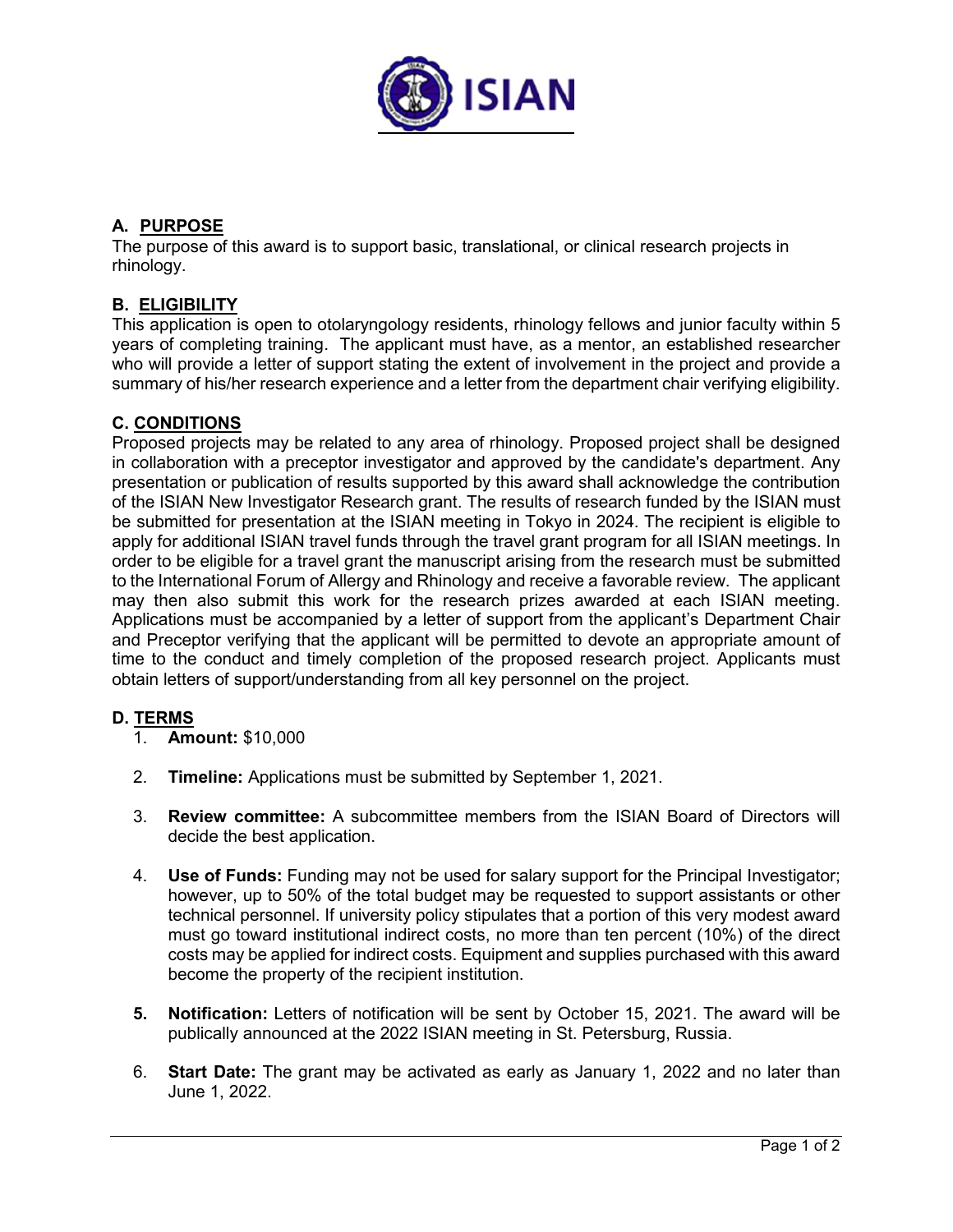## A. PURPOSE

The purpose of this award is to support basic, translational, or clinical research projects in rhinology.

## B. ELIGIBILITY

This application is open to otolaryngology residents, rhinology fellows and junior faculty within 5 years of completing training. The applicant must have, as a mentor, an established researcher who will provide a letter of support stating the extent of involvement in the project and provide a summary of his/her research experience and a letter from the department chair verifying eligibility.

## C. CONDITIONS

Proposed projects may be related to any area of rhinology. Proposed project shall be designed in collaboration with a preceptor investigator and approved by the candidate's department. Any presentation or publication of results supported by this award shall acknowledge the contribution of the ISIAN New Investigator Research grant. The results of research funded by the ISIAN must be submitted for presentation at the ISIAN meeting in Tokyo in 2024. The recipient is eligible to apply for additional ISIAN travel funds through the travel grant program for all ISIAN meetings. In order to be eligible for a travel grant the manuscript arising from the research must be submitted to the International Forum of Allergy and Rhinology and receive a favorable review. The applicant may then also submit this work for the research prizes awarded at each ISIAN meeting. Applications must be accompanied by a letter of support from the applicant's Department Chair and Preceptor verifying that the applicant will be permitted to devote an appropriate amount of time to the conduct and timely completion of the proposed research project. Applicants must obtain letters of support/understanding from all key personnel on the project.

## D. TERMS

1. **Amount:** $10,000
2. **Timeline:** Applications must be submitted by September 1, 2021.
3. **Review committee:** A subcommittee members from the ISIAN Board of Directors will decide the best application.
4. **Use of Funds:** Funding may not be used for salary support for the Principal Investigator; however, up to 50% of the total budget may be requested to support assistants or other technical personnel. If university policy stipulates that a portion of this very modest award must go toward institutional indirect costs, no more than ten percent (10%) of the direct costs may be applied for indirect costs. Equipment and supplies purchased with this award become the property of the recipient institution.
5. **Notification:** Letters of notification will be sent by October 15, 2021. The award will be publically announced at the 2022 ISIAN meeting in St. Petersburg, Russia.
6. **Start Date:** The grant may be activated as early as January 1, 2022 and no later than June 1, 2022.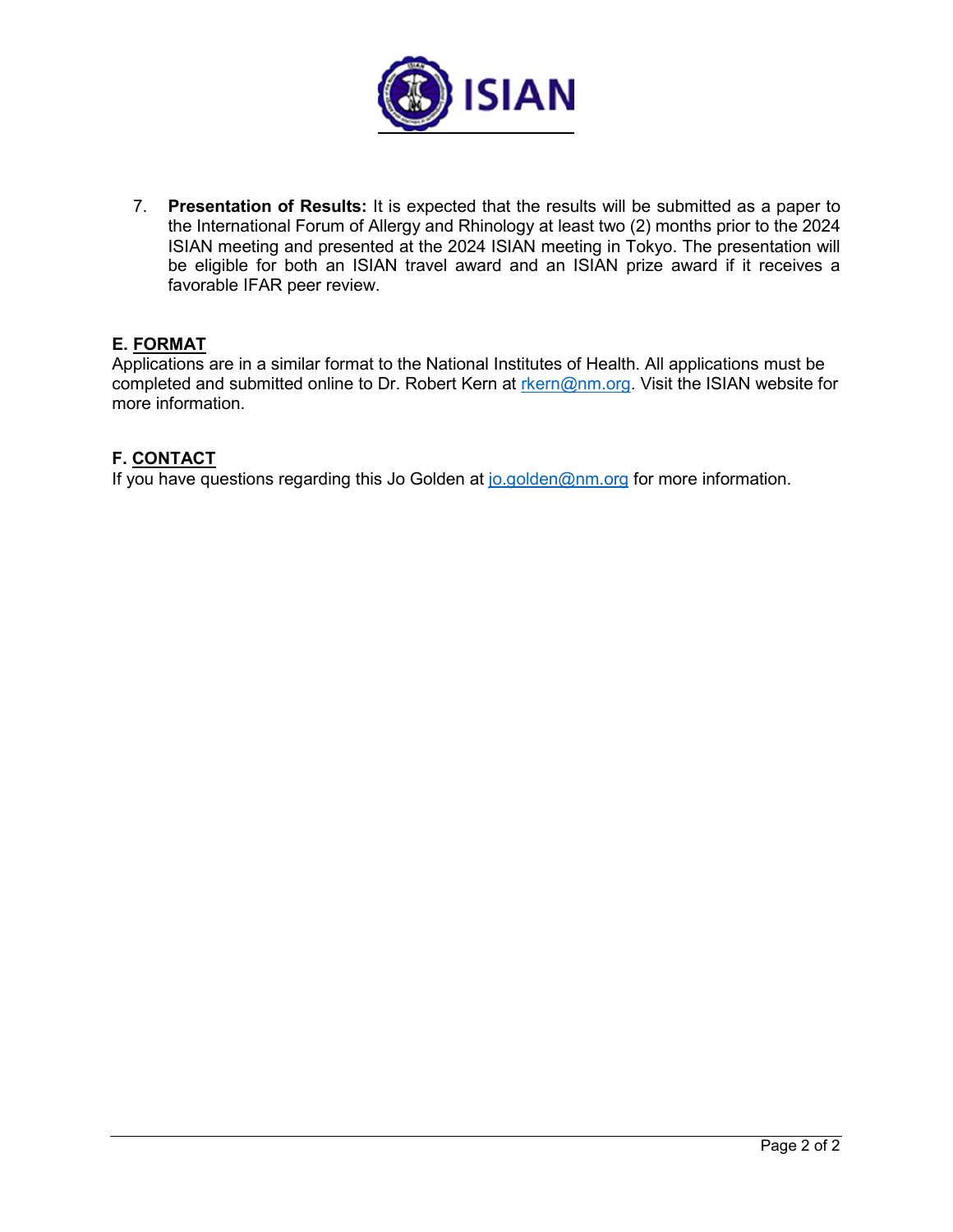7. **Presentation of Results:** It is expected that the results will be submitted as a paper to the International Forum of Allergy and Rhinology at least two (2) months prior to the 2024 ISIAN meeting and presented at the 2024 ISIAN meeting in Tokyo. The presentation will be eligible for both an ISIAN travel award and an ISIAN prize award if it receives a favorable IFAR peer review.

## E. FORMAT

Applications are in a similar format to the National Institutes of Health. All applications must be completed and submitted online to Dr. Robert Kern at rkern@nm.org. Visit the ISIAN website for more information.

## F. CONTACT

If you have questions regarding this Jo Golden at jo.golden@nm.org for more information.